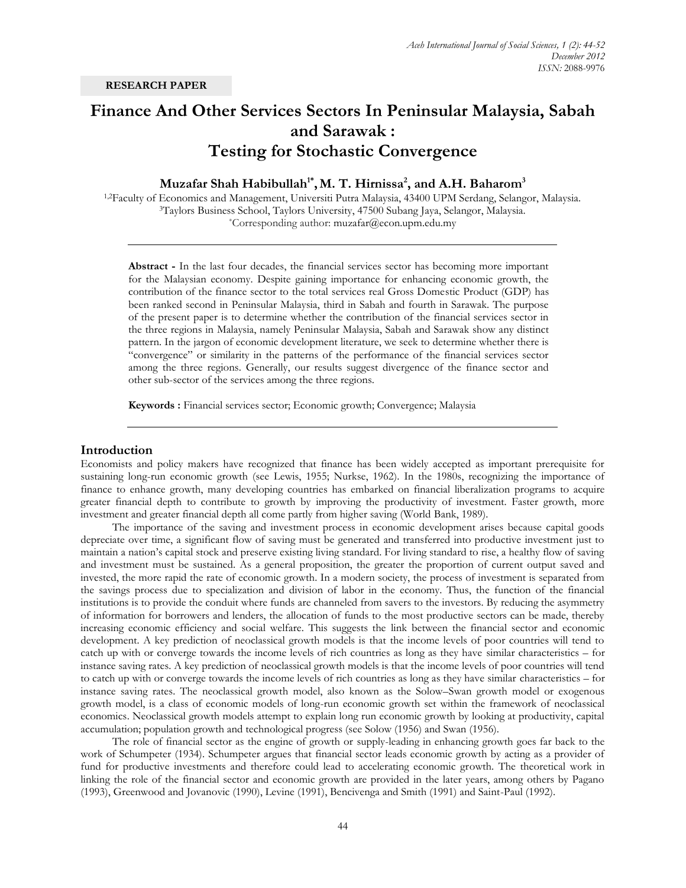**RESEARCH PAPER**

# Finance And Other Services Sectors In Peninsular Malaysia, Sabah and Sarawak : Testing for Stochastic Convergence

**Muzafar Shah Habibullah[1*], M. T. Hirnissa[2], and A.H. Baharom[3]**

[1,2]Faculty of Economics and Management, Universiti Putra Malaysia, 43400 UPM Serdang, Selangor, Malaysia.
[3]Taylors Business School, Taylors University, 47500 Subang Jaya, Selangor, Malaysia.
[*]Corresponding author: muzafar@econ.upm.edu.my

**Abstract -** In the last four decades, the financial services sector has becoming more important for the Malaysian economy. Despite gaining importance for enhancing economic growth, the contribution of the finance sector to the total services real Gross Domestic Product (GDP) has been ranked second in Peninsular Malaysia, third in Sabah and fourth in Sarawak. The purpose of the present paper is to determine whether the contribution of the financial services sector in the three regions in Malaysia, namely Peninsular Malaysia, Sabah and Sarawak show any distinct pattern. In the jargon of economic development literature, we seek to determine whether there is "convergence" or similarity in the patterns of the performance of the financial services sector among the three regions. Generally, our results suggest divergence of the finance sector and other sub-sector of the services among the three regions.

**Keywords :** Financial services sector; Economic growth; Convergence; Malaysia

## Introduction

Economists and policy makers have recognized that finance has been widely accepted as important prerequisite for sustaining long-run economic growth (see Lewis, 1955; Nurkse, 1962). In the 1980s, recognizing the importance of finance to enhance growth, many developing countries has embarked on financial liberalization programs to acquire greater financial depth to contribute to growth by improving the productivity of investment. Faster growth, more investment and greater financial depth all come partly from higher saving (World Bank, 1989).

The importance of the saving and investment process in economic development arises because capital goods depreciate over time, a significant flow of saving must be generated and transferred into productive investment just to maintain a nation's capital stock and preserve existing living standard. For living standard to rise, a healthy flow of saving and investment must be sustained. As a general proposition, the greater the proportion of current output saved and invested, the more rapid the rate of economic growth. In a modern society, the process of investment is separated from the savings process due to specialization and division of labor in the economy. Thus, the function of the financial institutions is to provide the conduit where funds are channeled from savers to the investors. By reducing the asymmetry of information for borrowers and lenders, the allocation of funds to the most productive sectors can be made, thereby increasing economic efficiency and social welfare. This suggests the link between the financial sector and economic development. A key prediction of neoclassical growth models is that the income levels of poor countries will tend to catch up with or converge towards the income levels of rich countries as long as they have similar characteristics – for instance saving rates. A key prediction of neoclassical growth models is that the income levels of poor countries will tend to catch up with or converge towards the income levels of rich countries as long as they have similar characteristics – for instance saving rates. The neoclassical growth model, also known as the Solow–Swan growth model or exogenous growth model, is a class of economic models of long-run economic growth set within the framework of neoclassical economics. Neoclassical growth models attempt to explain long run economic growth by looking at productivity, capital accumulation; population growth and technological progress (see Solow (1956) and Swan (1956).

The role of financial sector as the engine of growth or supply-leading in enhancing growth goes far back to the work of Schumpeter (1934). Schumpeter argues that financial sector leads economic growth by acting as a provider of fund for productive investments and therefore could lead to accelerating economic growth. The theoretical work in linking the role of the financial sector and economic growth are provided in the later years, among others by Pagano (1993), Greenwood and Jovanovic (1990), Levine (1991), Bencivenga and Smith (1991) and Saint-Paul (1992).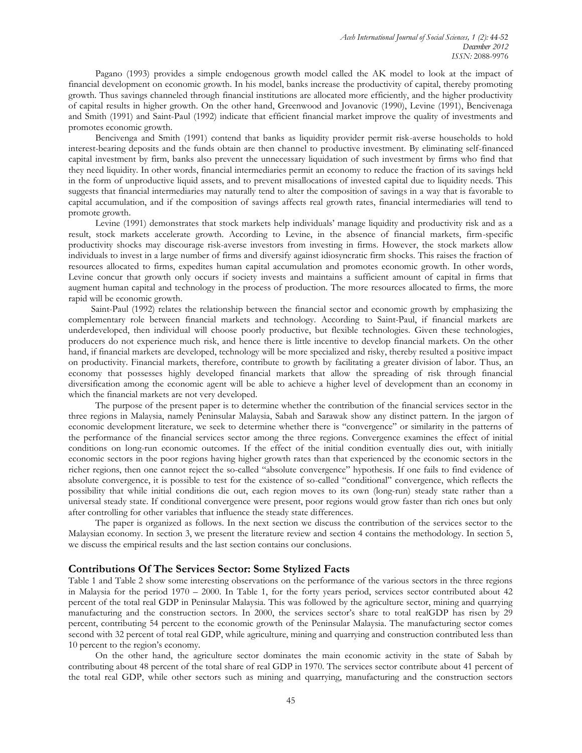Pagano (1993) provides a simple endogenous growth model called the AK model to look at the impact of financial development on economic growth. In his model, banks increase the productivity of capital, thereby promoting growth. Thus savings channeled through financial institutions are allocated more efficiently, and the higher productivity of capital results in higher growth. On the other hand, Greenwood and Jovanovic (1990), Levine (1991), Bencivenaga and Smith (1991) and Saint-Paul (1992) indicate that efficient financial market improve the quality of investments and promotes economic growth.

Bencivenga and Smith (1991) contend that banks as liquidity provider permit risk-averse households to hold interest-bearing deposits and the funds obtain are then channel to productive investment. By eliminating self-financed capital investment by firm, banks also prevent the unnecessary liquidation of such investment by firms who find that they need liquidity. In other words, financial intermediaries permit an economy to reduce the fraction of its savings held in the form of unproductive liquid assets, and to prevent misallocations of invested capital due to liquidity needs. This suggests that financial intermediaries may naturally tend to alter the composition of savings in a way that is favorable to capital accumulation, and if the composition of savings affects real growth rates, financial intermediaries will tend to promote growth.

Levine (1991) demonstrates that stock markets help individuals' manage liquidity and productivity risk and as a result, stock markets accelerate growth. According to Levine, in the absence of financial markets, firm-specific productivity shocks may discourage risk-averse investors from investing in firms. However, the stock markets allow individuals to invest in a large number of firms and diversify against idiosyncratic firm shocks. This raises the fraction of resources allocated to firms, expedites human capital accumulation and promotes economic growth. In other words, Levine concur that growth only occurs if society invests and maintains a sufficient amount of capital in firms that augment human capital and technology in the process of production. The more resources allocated to firms, the more rapid will be economic growth.

Saint-Paul (1992) relates the relationship between the financial sector and economic growth by emphasizing the complementary role between financial markets and technology. According to Saint-Paul, if financial markets are underdeveloped, then individual will choose poorly productive, but flexible technologies. Given these technologies, producers do not experience much risk, and hence there is little incentive to develop financial markets. On the other hand, if financial markets are developed, technology will be more specialized and risky, thereby resulted a positive impact on productivity. Financial markets, therefore, contribute to growth by facilitating a greater division of labor. Thus, an economy that possesses highly developed financial markets that allow the spreading of risk through financial diversification among the economic agent will be able to achieve a higher level of development than an economy in which the financial markets are not very developed.

The purpose of the present paper is to determine whether the contribution of the financial services sector in the three regions in Malaysia, namely Peninsular Malaysia, Sabah and Sarawak show any distinct pattern. In the jargon of economic development literature, we seek to determine whether there is "convergence" or similarity in the patterns of the performance of the financial services sector among the three regions. Convergence examines the effect of initial conditions on long-run economic outcomes. If the effect of the initial condition eventually dies out, with initially economic sectors in the poor regions having higher growth rates than that experienced by the economic sectors in the richer regions, then one cannot reject the so-called "absolute convergence" hypothesis. If one fails to find evidence of absolute convergence, it is possible to test for the existence of so-called "conditional" convergence, which reflects the possibility that while initial conditions die out, each region moves to its own (long-run) steady state rather than a universal steady state. If conditional convergence were present, poor regions would grow faster than rich ones but only after controlling for other variables that influence the steady state differences.

The paper is organized as follows. In the next section we discuss the contribution of the services sector to the Malaysian economy. In section 3, we present the literature review and section 4 contains the methodology. In section 5, we discuss the empirical results and the last section contains our conclusions.

## Contributions Of The Services Sector: Some Stylized Facts

Table 1 and Table 2 show some interesting observations on the performance of the various sectors in the three regions in Malaysia for the period 1970 – 2000. In Table 1, for the forty years period, services sector contributed about 42 percent of the total real GDP in Peninsular Malaysia. This was followed by the agriculture sector, mining and quarrying manufacturing and the construction sectors. In 2000, the services sector's share to total realGDP has risen by 29 percent, contributing 54 percent to the economic growth of the Peninsular Malaysia. The manufacturing sector comes second with 32 percent of total real GDP, while agriculture, mining and quarrying and construction contributed less than 10 percent to the region's economy.

On the other hand, the agriculture sector dominates the main economic activity in the state of Sabah by contributing about 48 percent of the total share of real GDP in 1970. The services sector contribute about 41 percent of the total real GDP, while other sectors such as mining and quarrying, manufacturing and the construction sectors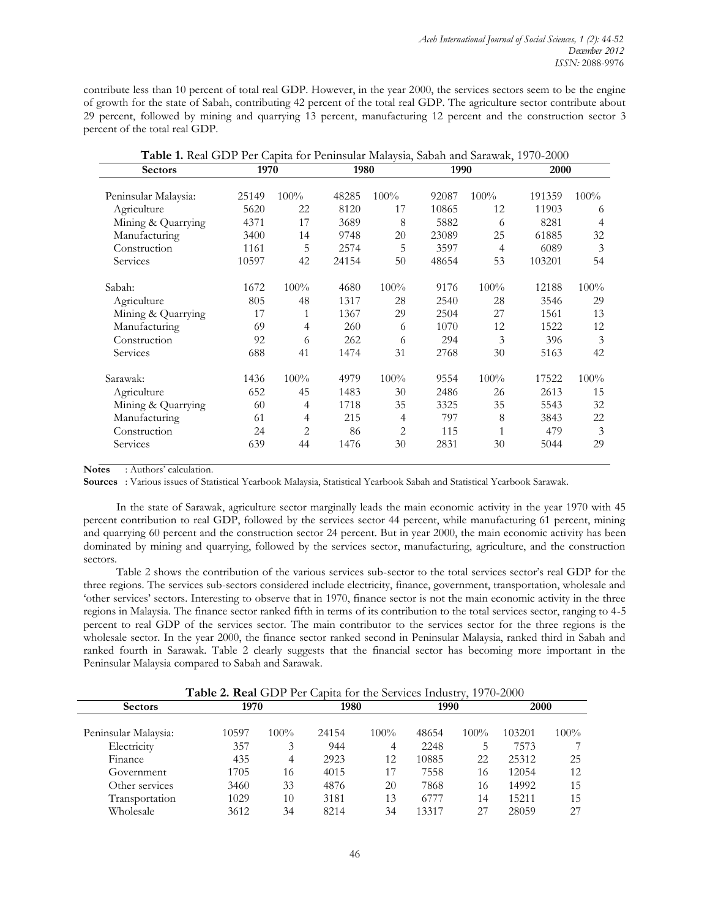contribute less than 10 percent of total real GDP. However, in the year 2000, the services sectors seem to be the engine of growth for the state of Sabah, contributing 42 percent of the total real GDP. The agriculture sector contribute about 29 percent, followed by mining and quarrying 13 percent, manufacturing 12 percent and the construction sector 3 percent of the total real GDP.

**Table 1.** Real GDP Per Capita for Peninsular Malaysia, Sabah and Sarawak, 1970-2000

| Sectors | 1970 | | 1980 | | 1990 | | 2000 | |
|---|---|---|---|---|---|---|---|---|
| Peninsular Malaysia: | 25149 | 100% | 48285 | 100% | 92087 | 100% | 191359 | 100% |
| Agriculture | 5620 | 22 | 8120 | 17 | 10865 | 12 | 11903 | 6 |
| Mining & Quarrying | 4371 | 17 | 3689 | 8 | 5882 | 6 | 8281 | 4 |
| Manufacturing | 3400 | 14 | 9748 | 20 | 23089 | 25 | 61885 | 32 |
| Construction | 1161 | 5 | 2574 | 5 | 3597 | 4 | 6089 | 3 |
| Services | 10597 | 42 | 24154 | 50 | 48654 | 53 | 103201 | 54 |
| Sabah: | 1672 | 100% | 4680 | 100% | 9176 | 100% | 12188 | 100% |
| Agriculture | 805 | 48 | 1317 | 28 | 2540 | 28 | 3546 | 29 |
| Mining & Quarrying | 17 | 1 | 1367 | 29 | 2504 | 27 | 1561 | 13 |
| Manufacturing | 69 | 4 | 260 | 6 | 1070 | 12 | 1522 | 12 |
| Construction | 92 | 6 | 262 | 6 | 294 | 3 | 396 | 3 |
| Services | 688 | 41 | 1474 | 31 | 2768 | 30 | 5163 | 42 |
| Sarawak: | 1436 | 100% | 4979 | 100% | 9554 | 100% | 17522 | 100% |
| Agriculture | 652 | 45 | 1483 | 30 | 2486 | 26 | 2613 | 15 |
| Mining & Quarrying | 60 | 4 | 1718 | 35 | 3325 | 35 | 5543 | 32 |
| Manufacturing | 61 | 4 | 215 | 4 | 797 | 8 | 3843 | 22 |
| Construction | 24 | 2 | 86 | 2 | 115 | 1 | 479 | 3 |
| Services | 639 | 44 | 1476 | 30 | 2831 | 30 | 5044 | 29 |

**Notes** : Authors' calculation.

**Sources** : Various issues of Statistical Yearbook Malaysia, Statistical Yearbook Sabah and Statistical Yearbook Sarawak.

In the state of Sarawak, agriculture sector marginally leads the main economic activity in the year 1970 with 45 percent contribution to real GDP, followed by the services sector 44 percent, while manufacturing 61 percent, mining and quarrying 60 percent and the construction sector 24 percent. But in year 2000, the main economic activity has been dominated by mining and quarrying, followed by the services sector, manufacturing, agriculture, and the construction sectors.

Table 2 shows the contribution of the various services sub-sector to the total services sector's real GDP for the three regions. The services sub-sectors considered include electricity, finance, government, transportation, wholesale and 'other services' sectors. Interesting to observe that in 1970, finance sector is not the main economic activity in the three regions in Malaysia. The finance sector ranked fifth in terms of its contribution to the total services sector, ranging to 4-5 percent to real GDP of the services sector. The main contributor to the services sector for the three regions is the wholesale sector. In the year 2000, the finance sector ranked second in Peninsular Malaysia, ranked third in Sabah and ranked fourth in Sarawak. Table 2 clearly suggests that the financial sector has becoming more important in the Peninsular Malaysia compared to Sabah and Sarawak.

**Table 2. Real** GDP Per Capita for the Services Industry, 1970-2000

| Sectors | 1970 | | 1980 | | 1990 | | 2000 | |
|---|---|---|---|---|---|---|---|---|
| Peninsular Malaysia: | 10597 | 100% | 24154 | 100% | 48654 | 100% | 103201 | 100% |
| Electricity | 357 | 3 | 944 | 4 | 2248 | 5 | 7573 | 7 |
| Finance | 435 | 4 | 2923 | 12 | 10885 | 22 | 25312 | 25 |
| Government | 1705 | 16 | 4015 | 17 | 7558 | 16 | 12054 | 12 |
| Other services | 3460 | 33 | 4876 | 20 | 7868 | 16 | 14992 | 15 |
| Transportation | 1029 | 10 | 3181 | 13 | 6777 | 14 | 15211 | 15 |
| Wholesale | 3612 | 34 | 8214 | 34 | 13317 | 27 | 28059 | 27 |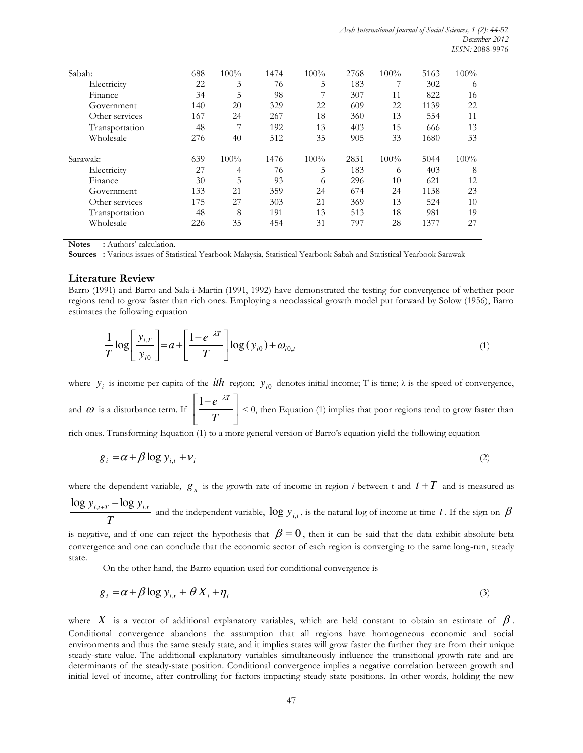| | | | | | | | | |
|---|---|---|---|---|---|---|---|---|
| Sabah: | 688 | 100% | 1474 | 100% | 2768 | 100% | 5163 | 100% |
| Electricity | 22 | 3 | 76 | 5 | 183 | 7 | 302 | 6 |
| Finance | 34 | 5 | 98 | 7 | 307 | 11 | 822 | 16 |
| Government | 140 | 20 | 329 | 22 | 609 | 22 | 1139 | 22 |
| Other services | 167 | 24 | 267 | 18 | 360 | 13 | 554 | 11 |
| Transportation | 48 | 7 | 192 | 13 | 403 | 15 | 666 | 13 |
| Wholesale | 276 | 40 | 512 | 35 | 905 | 33 | 1680 | 33 |
| Sarawak: | 639 | 100% | 1476 | 100% | 2831 | 100% | 5044 | 100% |
| Electricity | 27 | 4 | 76 | 5 | 183 | 6 | 403 | 8 |
| Finance | 30 | 5 | 93 | 6 | 296 | 10 | 621 | 12 |
| Government | 133 | 21 | 359 | 24 | 674 | 24 | 1138 | 23 |
| Other services | 175 | 27 | 303 | 21 | 369 | 13 | 524 | 10 |
| Transportation | 48 | 8 | 191 | 13 | 513 | 18 | 981 | 19 |
| Wholesale | 226 | 35 | 454 | 31 | 797 | 28 | 1377 | 27 |

**Notes** : Authors' calculation.
**Sources** : Various issues of Statistical Yearbook Malaysia, Statistical Yearbook Sabah and Statistical Yearbook Sarawak

## Literature Review

Barro (1991) and Barro and Sala-i-Martin (1991, 1992) have demonstrated the testing for convergence of whether poor regions tend to grow faster than rich ones. Employing a neoclassical growth model put forward by Solow (1956), Barro estimates the following equation

$$\frac{1}{T}\log\left[\frac{y_{i,T}}{y_{i0}}\right]=a+\left[\frac{1-e^{-\lambda T}}{T}\right]\log(y_{i0})+\omega_{i0,t} \tag{1}$$

where $y_i$ is income per capita of the $ith$ region; $y_{i0}$ denotes initial income; T is time; λ is the speed of convergence, and $\omega$ is a disturbance term. If $\left[\frac{1-e^{-\lambda T}}{T}\right] < 0$, then Equation (1) implies that poor regions tend to grow faster than rich ones. Transforming Equation (1) to a more general version of Barro's equation yield the following equation

$$g_i=\alpha+\beta\log y_{i,t}+\nu_i \tag{2}$$

where the dependent variable, $g_n$ is the growth rate of income in region *i* between t and $t+T$ and is measured as $\frac{\log y_{i,t+T}-\log y_{i,t}}{T}$ and the independent variable, $\log y_{i,t}$, is the natural log of income at time $t$. If the sign on $\beta$ is negative, and if one can reject the hypothesis that $\beta=0$, then it can be said that the data exhibit absolute beta convergence and one can conclude that the economic sector of each region is converging to the same long-run, steady state.

On the other hand, the Barro equation used for conditional convergence is

$$g_i=\alpha+\beta\log y_{i,t}+\theta X_i+\eta_i \tag{3}$$

where $X$ is a vector of additional explanatory variables, which are held constant to obtain an estimate of $\beta$. Conditional convergence abandons the assumption that all regions have homogeneous economic and social environments and thus the same steady state, and it implies states will grow faster the further they are from their unique steady-state value. The additional explanatory variables simultaneously influence the transitional growth rate and are determinants of the steady-state position. Conditional convergence implies a negative correlation between growth and initial level of income, after controlling for factors impacting steady state positions. In other words, holding the new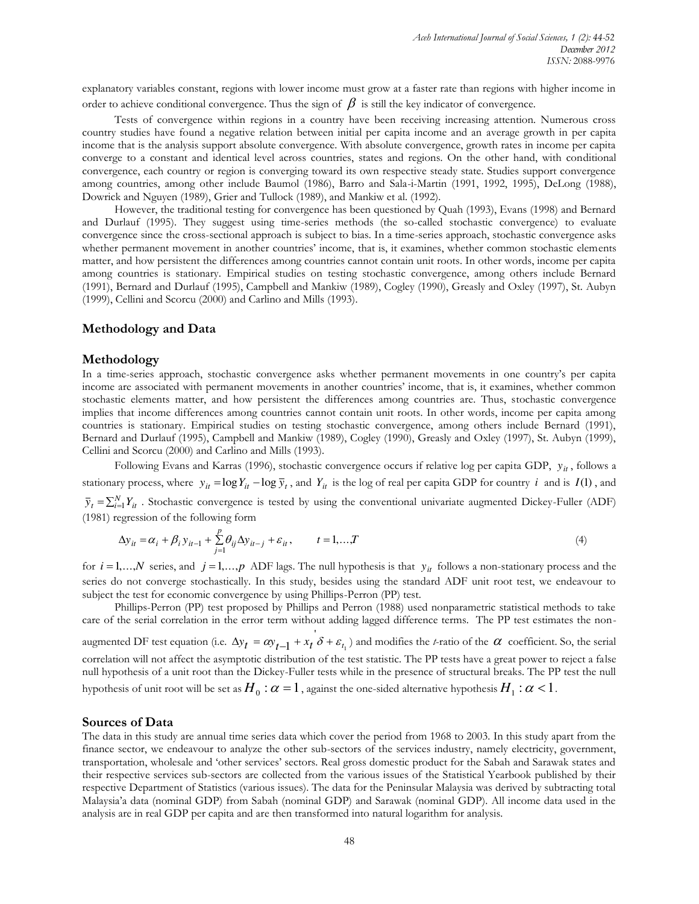explanatory variables constant, regions with lower income must grow at a faster rate than regions with higher income in order to achieve conditional convergence. Thus the sign of $\beta$ is still the key indicator of convergence.

Tests of convergence within regions in a country have been receiving increasing attention. Numerous cross country studies have found a negative relation between initial per capita income and an average growth in per capita income that is the analysis support absolute convergence. With absolute convergence, growth rates in income per capita converge to a constant and identical level across countries, states and regions. On the other hand, with conditional convergence, each country or region is converging toward its own respective steady state. Studies support convergence among countries, among other include Baumol (1986), Barro and Sala-i-Martin (1991, 1992, 1995), DeLong (1988), Dowrick and Nguyen (1989), Grier and Tullock (1989), and Mankiw et al. (1992).

However, the traditional testing for convergence has been questioned by Quah (1993), Evans (1998) and Bernard and Durlauf (1995). They suggest using time-series methods (the so-called stochastic convergence) to evaluate convergence since the cross-sectional approach is subject to bias. In a time-series approach, stochastic convergence asks whether permanent movement in another countries' income, that is, it examines, whether common stochastic elements matter, and how persistent the differences among countries cannot contain unit roots. In other words, income per capita among countries is stationary. Empirical studies on testing stochastic convergence, among others include Bernard (1991), Bernard and Durlauf (1995), Campbell and Mankiw (1989), Cogley (1990), Greasly and Oxley (1997), St. Aubyn (1999), Cellini and Scorcu (2000) and Carlino and Mills (1993).

## Methodology and Data

### Methodology

In a time-series approach, stochastic convergence asks whether permanent movements in one country's per capita income are associated with permanent movements in another countries' income, that is, it examines, whether common stochastic elements matter, and how persistent the differences among countries are. Thus, stochastic convergence implies that income differences among countries cannot contain unit roots. In other words, income per capita among countries is stationary. Empirical studies on testing stochastic convergence, among others include Bernard (1991), Bernard and Durlauf (1995), Campbell and Mankiw (1989), Cogley (1990), Greasly and Oxley (1997), St. Aubyn (1999), Cellini and Scorcu (2000) and Carlino and Mills (1993).

Following Evans and Karras (1996), stochastic convergence occurs if relative log per capita GDP, $y_{it}$, follows a stationary process, where $y_{it} = \log Y_{it} - \log \bar{y}_t$, and $Y_{it}$ is the log of real per capita GDP for country $i$ and is $I(1)$, and $\bar{y}_t = \sum_{i=1}^{N} Y_{it}$. Stochastic convergence is tested by using the conventional univariate augmented Dickey-Fuller (ADF) (1981) regression of the following form

$$\Delta y_{it} = \alpha_i + \beta_i y_{it-1} + \sum_{j=1}^{p} \theta_{ij} \Delta y_{it-j} + \varepsilon_{it}, \qquad t = 1,\ldots,T \tag{4}$$

for $i = 1,\ldots,N$ series, and $j = 1,\ldots,p$ ADF lags. The null hypothesis is that $y_{it}$ follows a non-stationary process and the series do not converge stochastically. In this study, besides using the standard ADF unit root test, we endeavour to subject the test for economic convergence by using Phillips-Perron (PP) test.

Phillips-Perron (PP) test proposed by Phillips and Perron (1988) used nonparametric statistical methods to take care of the serial correlation in the error term without adding lagged difference terms. The PP test estimates the non-augmented DF test equation (i.e. $\Delta y_t = \alpha y_{t-1} + x_t^{'} \delta + \varepsilon_{t_1}$) and modifies the *t*-ratio of the $\alpha$ coefficient. So, the serial correlation will not affect the asymptotic distribution of the test statistic. The PP tests have a great power to reject a false null hypothesis of a unit root than the Dickey-Fuller tests while in the presence of structural breaks. The PP test the null hypothesis of unit root will be set as $H_0 : \alpha = 1$, against the one-sided alternative hypothesis $H_1 : \alpha < 1$.

### Sources of Data

The data in this study are annual time series data which cover the period from 1968 to 2003. In this study apart from the finance sector, we endeavour to analyze the other sub-sectors of the services industry, namely electricity, government, transportation, wholesale and 'other services' sectors. Real gross domestic product for the Sabah and Sarawak states and their respective services sub-sectors are collected from the various issues of the Statistical Yearbook published by their respective Department of Statistics (various issues). The data for the Peninsular Malaysia was derived by subtracting total Malaysia'a data (nominal GDP) from Sabah (nominal GDP) and Sarawak (nominal GDP). All income data used in the analysis are in real GDP per capita and are then transformed into natural logarithm for analysis.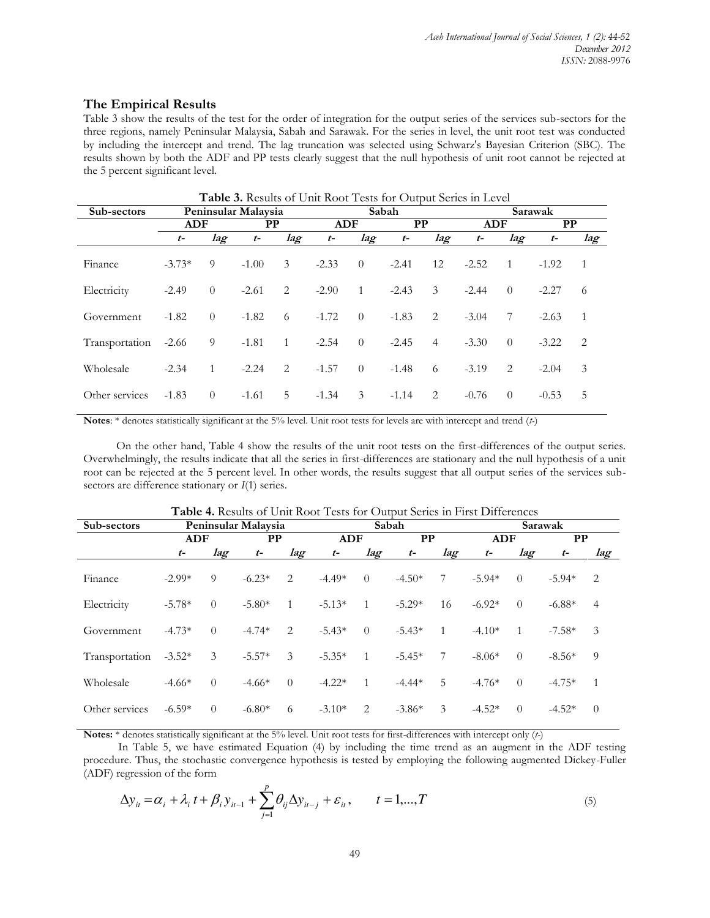## The Empirical Results

Table 3 show the results of the test for the order of integration for the output series of the services sub-sectors for the three regions, namely Peninsular Malaysia, Sabah and Sarawak. For the series in level, the unit root test was conducted by including the intercept and trend. The lag truncation was selected using Schwarz's Bayesian Criterion (SBC). The results shown by both the ADF and PP tests clearly suggest that the null hypothesis of unit root cannot be rejected at the 5 percent significant level.

**Table 3.** Results of Unit Root Tests for Output Series in Level

| Sub-sectors | Peninsular Malaysia | | | | Sabah | | | | Sarawak | | | |
|---|---|---|---|---|---|---|---|---|---|---|---|---|
| | ADF | | PP | | ADF | | PP | | ADF | | PP | |
| | *t-* | *lag* | *t-* | *lag* | *t-* | *lag* | *t-* | *lag* | *t-* | *lag* | *t-* | *lag* |
| Finance | -3.73* | 9 | -1.00 | 3 | -2.33 | 0 | -2.41 | 12 | -2.52 | 1 | -1.92 | 1 |
| Electricity | -2.49 | 0 | -2.61 | 2 | -2.90 | 1 | -2.43 | 3 | -2.44 | 0 | -2.27 | 6 |
| Government | -1.82 | 0 | -1.82 | 6 | -1.72 | 0 | -1.83 | 2 | -3.04 | 7 | -2.63 | 1 |
| Transportation | -2.66 | 9 | -1.81 | 1 | -2.54 | 0 | -2.45 | 4 | -3.30 | 0 | -3.22 | 2 |
| Wholesale | -2.34 | 1 | -2.24 | 2 | -1.57 | 0 | -1.48 | 6 | -3.19 | 2 | -2.04 | 3 |
| Other services | -1.83 | 0 | -1.61 | 5 | -1.34 | 3 | -1.14 | 2 | -0.76 | 0 | -0.53 | 5 |

**Notes**: * denotes statistically significant at the 5% level. Unit root tests for levels are with intercept and trend (*t-*)

On the other hand, Table 4 show the results of the unit root tests on the first-differences of the output series. Overwhelmingly, the results indicate that all the series in first-differences are stationary and the null hypothesis of a unit root can be rejected at the 5 percent level. In other words, the results suggest that all output series of the services sub-sectors are difference stationary or *I*(1) series.

**Table 4.** Results of Unit Root Tests for Output Series in First Differences

| Sub-sectors | Peninsular Malaysia | | | | Sabah | | | | Sarawak | | | |
|---|---|---|---|---|---|---|---|---|---|---|---|---|
| | ADF | | PP | | ADF | | PP | | ADF | | PP | |
| | *t-* | *lag* | *t-* | *lag* | *t-* | *lag* | *t-* | *lag* | *t-* | *lag* | *t-* | *lag* |
| Finance | -2.99* | 9 | -6.23* | 2 | -4.49* | 0 | -4.50* | 7 | -5.94* | 0 | -5.94* | 2 |
| Electricity | -5.78* | 0 | -5.80* | 1 | -5.13* | 1 | -5.29* | 16 | -6.92* | 0 | -6.88* | 4 |
| Government | -4.73* | 0 | -4.74* | 2 | -5.43* | 0 | -5.43* | 1 | -4.10* | 1 | -7.58* | 3 |
| Transportation | -3.52* | 3 | -5.57* | 3 | -5.35* | 1 | -5.45* | 7 | -8.06* | 0 | -8.56* | 9 |
| Wholesale | -4.66* | 0 | -4.66* | 0 | -4.22* | 1 | -4.44* | 5 | -4.76* | 0 | -4.75* | 1 |
| Other services | -6.59* | 0 | -6.80* | 6 | -3.10* | 2 | -3.86* | 3 | -4.52* | 0 | -4.52* | 0 |

**Notes:** * denotes statistically significant at the 5% level. Unit root tests for first-differences with intercept only (*t-*)

In Table 5, we have estimated Equation (4) by including the time trend as an augment in the ADF testing procedure. Thus, the stochastic convergence hypothesis is tested by employing the following augmented Dickey-Fuller (ADF) regression of the form

$$\Delta y_{it} = \alpha_i + \lambda_i t + \beta_i y_{it-1} + \sum_{j=1}^{p} \theta_{ij} \Delta y_{it-j} + \varepsilon_{it}, \qquad t = 1,...,T \tag{5}$$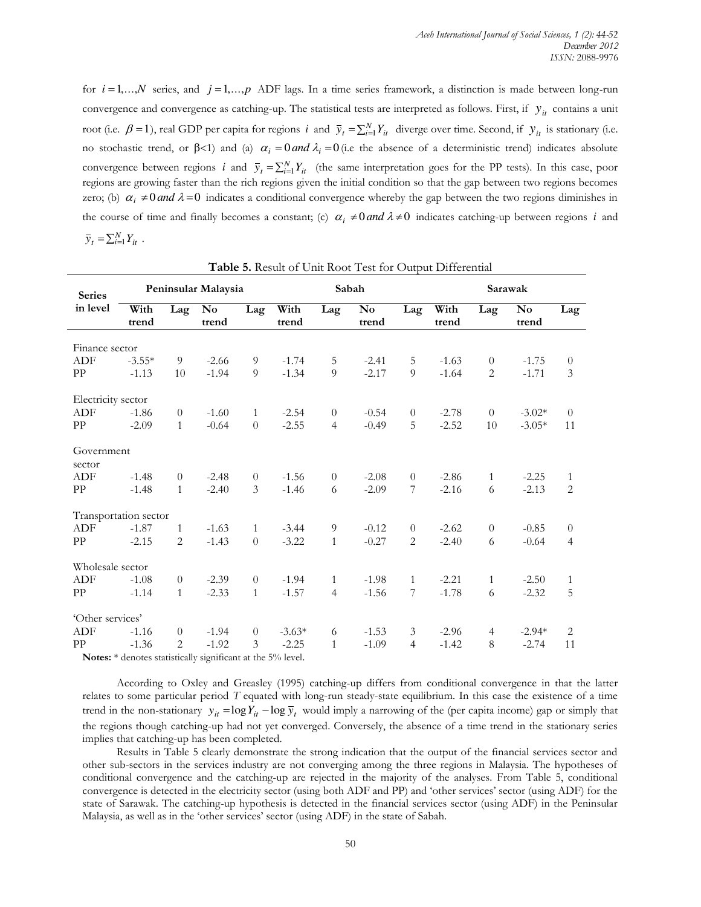for $i = 1,\ldots,N$ series, and $j = 1,\ldots,p$ ADF lags. In a time series framework, a distinction is made between long-run convergence and convergence as catching-up. The statistical tests are interpreted as follows. First, if $y_{it}$ contains a unit root (i.e. $\beta = 1$), real GDP per capita for regions $i$ and $\bar{y}_t = \sum_{i=1}^{N} Y_{it}$ diverge over time. Second, if $y_{it}$ is stationary (i.e. no stochastic trend, or $\beta<1$) and (a) $\alpha_i = 0\, and\ \lambda_i = 0$ (i.e the absence of a deterministic trend) indicates absolute convergence between regions $i$ and $\bar{y}_t = \sum_{i=1}^{N} Y_{it}$ (the same interpretation goes for the PP tests). In this case, poor regions are growing faster than the rich regions given the initial condition so that the gap between two regions becomes zero; (b) $\alpha_i \neq 0\, and\ \lambda = 0$ indicates a conditional convergence whereby the gap between the two regions diminishes in the course of time and finally becomes a constant; (c) $\alpha_i \neq 0\, and\ \lambda \neq 0$ indicates catching-up between regions $i$ and $\bar{y}_t = \sum_{i=1}^{N} Y_{it}$ .

**Table 5.** Result of Unit Root Test for Output Differential

| Series in level | Peninsular Malaysia | | | | Sabah | | | | Sarawak | | | |
|---|---|---|---|---|---|---|---|---|---|---|---|---|
| | With trend | Lag | No trend | Lag | With trend | Lag | No trend | Lag | With trend | Lag | No trend | Lag |
| Finance sector | | | | | | | | | | | | |
| ADF | -3.55* | 9 | -2.66 | 9 | -1.74 | 5 | -2.41 | 5 | -1.63 | 0 | -1.75 | 0 |
| PP | -1.13 | 10 | -1.94 | 9 | -1.34 | 9 | -2.17 | 9 | -1.64 | 2 | -1.71 | 3 |
| Electricity sector | | | | | | | | | | | | |
| ADF | -1.86 | 0 | -1.60 | 1 | -2.54 | 0 | -0.54 | 0 | -2.78 | 0 | -3.02* | 0 |
| PP | -2.09 | 1 | -0.64 | 0 | -2.55 | 4 | -0.49 | 5 | -2.52 | 10 | -3.05* | 11 |
| Government sector | | | | | | | | | | | | |
| ADF | -1.48 | 0 | -2.48 | 0 | -1.56 | 0 | -2.08 | 0 | -2.86 | 1 | -2.25 | 1 |
| PP | -1.48 | 1 | -2.40 | 3 | -1.46 | 6 | -2.09 | 7 | -2.16 | 6 | -2.13 | 2 |
| Transportation sector | | | | | | | | | | | | |
| ADF | -1.87 | 1 | -1.63 | 1 | -3.44 | 9 | -0.12 | 0 | -2.62 | 0 | -0.85 | 0 |
| PP | -2.15 | 2 | -1.43 | 0 | -3.22 | 1 | -0.27 | 2 | -2.40 | 6 | -0.64 | 4 |
| Wholesale sector | | | | | | | | | | | | |
| ADF | -1.08 | 0 | -2.39 | 0 | -1.94 | 1 | -1.98 | 1 | -2.21 | 1 | -2.50 | 1 |
| PP | -1.14 | 1 | -2.33 | 1 | -1.57 | 4 | -1.56 | 7 | -1.78 | 6 | -2.32 | 5 |
| 'Other services' | | | | | | | | | | | | |
| ADF | -1.16 | 0 | -1.94 | 0 | -3.63* | 6 | -1.53 | 3 | -2.96 | 4 | -2.94* | 2 |
| PP | -1.36 | 2 | -1.92 | 3 | -2.25 | 1 | -1.09 | 4 | -1.42 | 8 | -2.74 | 11 |

**Notes:** * denotes statistically significant at the 5% level.

According to Oxley and Greasley (1995) catching-up differs from conditional convergence in that the latter relates to some particular period *T* equated with long-run steady-state equilibrium. In this case the existence of a time trend in the non-stationary $y_{it} = \log Y_{it} - \log \bar{y}_t$ would imply a narrowing of the (per capita income) gap or simply that the regions though catching-up had not yet converged. Conversely, the absence of a time trend in the stationary series implies that catching-up has been completed.

Results in Table 5 clearly demonstrate the strong indication that the output of the financial services sector and other sub-sectors in the services industry are not converging among the three regions in Malaysia. The hypotheses of conditional convergence and the catching-up are rejected in the majority of the analyses. From Table 5, conditional convergence is detected in the electricity sector (using both ADF and PP) and 'other services' sector (using ADF) for the state of Sarawak. The catching-up hypothesis is detected in the financial services sector (using ADF) in the Peninsular Malaysia, as well as in the 'other services' sector (using ADF) in the state of Sabah.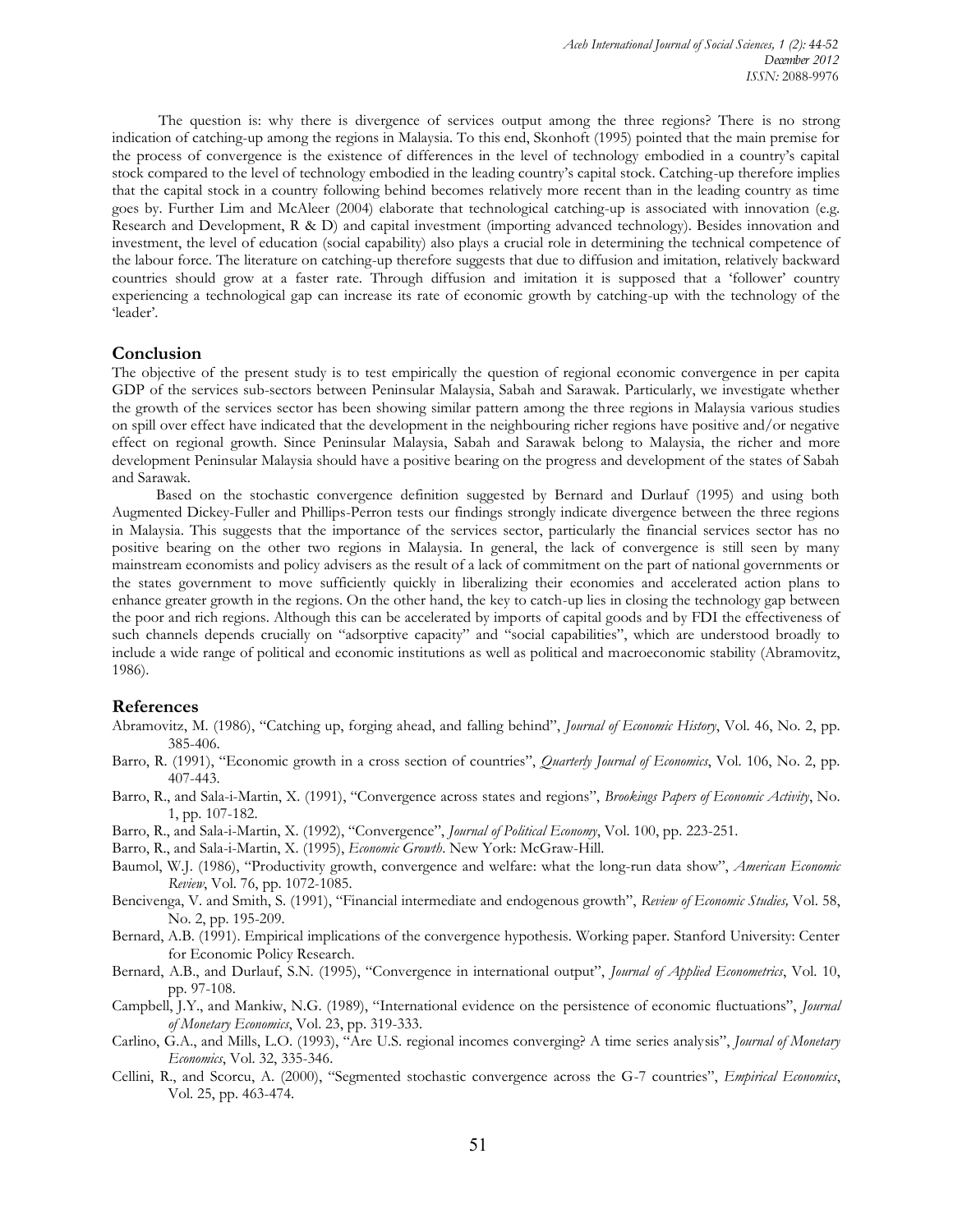The question is: why there is divergence of services output among the three regions? There is no strong indication of catching-up among the regions in Malaysia. To this end, Skonhoft (1995) pointed that the main premise for the process of convergence is the existence of differences in the level of technology embodied in a country's capital stock compared to the level of technology embodied in the leading country's capital stock. Catching-up therefore implies that the capital stock in a country following behind becomes relatively more recent than in the leading country as time goes by. Further Lim and McAleer (2004) elaborate that technological catching-up is associated with innovation (e.g. Research and Development, R & D) and capital investment (importing advanced technology). Besides innovation and investment, the level of education (social capability) also plays a crucial role in determining the technical competence of the labour force. The literature on catching-up therefore suggests that due to diffusion and imitation, relatively backward countries should grow at a faster rate. Through diffusion and imitation it is supposed that a 'follower' country experiencing a technological gap can increase its rate of economic growth by catching-up with the technology of the 'leader'.

## Conclusion

The objective of the present study is to test empirically the question of regional economic convergence in per capita GDP of the services sub-sectors between Peninsular Malaysia, Sabah and Sarawak. Particularly, we investigate whether the growth of the services sector has been showing similar pattern among the three regions in Malaysia various studies on spill over effect have indicated that the development in the neighbouring richer regions have positive and/or negative effect on regional growth. Since Peninsular Malaysia, Sabah and Sarawak belong to Malaysia, the richer and more development Peninsular Malaysia should have a positive bearing on the progress and development of the states of Sabah and Sarawak.

Based on the stochastic convergence definition suggested by Bernard and Durlauf (1995) and using both Augmented Dickey-Fuller and Phillips-Perron tests our findings strongly indicate divergence between the three regions in Malaysia. This suggests that the importance of the services sector, particularly the financial services sector has no positive bearing on the other two regions in Malaysia. In general, the lack of convergence is still seen by many mainstream economists and policy advisers as the result of a lack of commitment on the part of national governments or the states government to move sufficiently quickly in liberalizing their economies and accelerated action plans to enhance greater growth in the regions. On the other hand, the key to catch-up lies in closing the technology gap between the poor and rich regions. Although this can be accelerated by imports of capital goods and by FDI the effectiveness of such channels depends crucially on "adsorptive capacity" and "social capabilities", which are understood broadly to include a wide range of political and economic institutions as well as political and macroeconomic stability (Abramovitz, 1986).

## References

Abramovitz, M. (1986), "Catching up, forging ahead, and falling behind", *Journal of Economic History*, Vol. 46, No. 2, pp. 385-406.

Barro, R. (1991), "Economic growth in a cross section of countries", *Quarterly Journal of Economics*, Vol. 106, No. 2, pp. 407-443.

Barro, R., and Sala-i-Martin, X. (1991), "Convergence across states and regions", *Brookings Papers of Economic Activity*, No. 1, pp. 107-182.

Barro, R., and Sala-i-Martin, X. (1992), "Convergence", *Journal of Political Economy*, Vol. 100, pp. 223-251.

Barro, R., and Sala-i-Martin, X. (1995), *Economic Growth*. New York: McGraw-Hill.

Baumol, W.J. (1986), "Productivity growth, convergence and welfare: what the long-run data show", *American Economic Review*, Vol. 76, pp. 1072-1085.

Bencivenga, V. and Smith, S. (1991), "Financial intermediate and endogenous growth", *Review of Economic Studies,* Vol. 58, No. 2, pp. 195-209.

Bernard, A.B. (1991). Empirical implications of the convergence hypothesis. Working paper. Stanford University: Center for Economic Policy Research.

Bernard, A.B., and Durlauf, S.N. (1995), "Convergence in international output", *Journal of Applied Econometrics*, Vol. 10, pp. 97-108.

Campbell, J.Y., and Mankiw, N.G. (1989), "International evidence on the persistence of economic fluctuations", *Journal of Monetary Economics*, Vol. 23, pp. 319-333.

Carlino, G.A., and Mills, L.O. (1993), "Are U.S. regional incomes converging? A time series analysis", *Journal of Monetary Economics*, Vol. 32, 335-346.

Cellini, R., and Scorcu, A. (2000), "Segmented stochastic convergence across the G-7 countries", *Empirical Economics*, Vol. 25, pp. 463-474.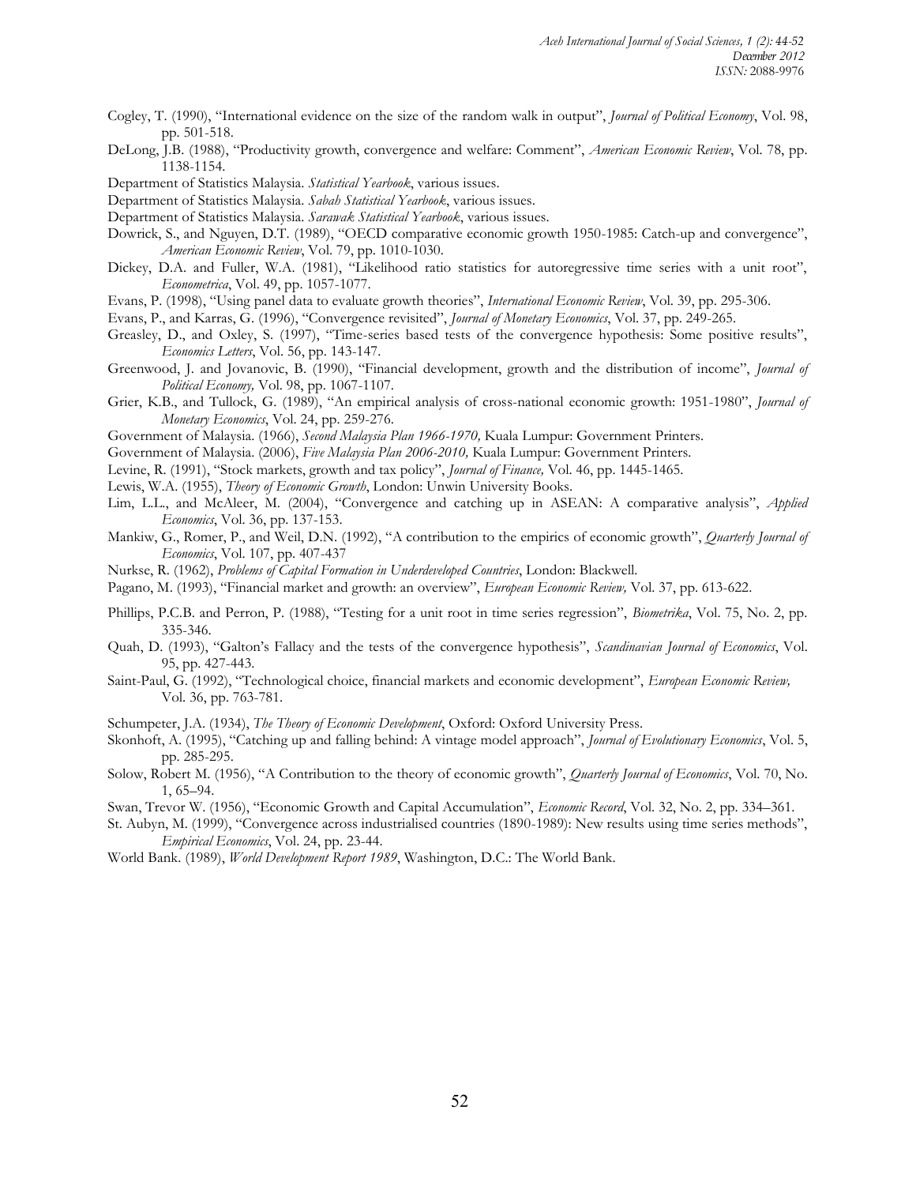Cogley, T. (1990), "International evidence on the size of the random walk in output", *Journal of Political Economy*, Vol. 98, pp. 501-518.

DeLong, J.B. (1988), "Productivity growth, convergence and welfare: Comment", *American Economic Review*, Vol. 78, pp. 1138-1154.

Department of Statistics Malaysia. *Statistical Yearbook*, various issues.

Department of Statistics Malaysia. *Sabah Statistical Yearbook*, various issues.

Department of Statistics Malaysia. *Sarawak Statistical Yearbook*, various issues.

Dowrick, S., and Nguyen, D.T. (1989), "OECD comparative economic growth 1950-1985: Catch-up and convergence", *American Economic Review*, Vol. 79, pp. 1010-1030.

Dickey, D.A. and Fuller, W.A. (1981), "Likelihood ratio statistics for autoregressive time series with a unit root", *Econometrica*, Vol. 49, pp. 1057-1077.

Evans, P. (1998), "Using panel data to evaluate growth theories", *International Economic Review*, Vol. 39, pp. 295-306.

Evans, P., and Karras, G. (1996), "Convergence revisited", *Journal of Monetary Economics*, Vol. 37, pp. 249-265.

Greasley, D., and Oxley, S. (1997), "Time-series based tests of the convergence hypothesis: Some positive results", *Economics Letters*, Vol. 56, pp. 143-147.

Greenwood, J. and Jovanovic, B. (1990), "Financial development, growth and the distribution of income", *Journal of Political Economy,* Vol. 98, pp. 1067-1107.

Grier, K.B., and Tullock, G. (1989), "An empirical analysis of cross-national economic growth: 1951-1980", *Journal of Monetary Economics*, Vol. 24, pp. 259-276.

Government of Malaysia. (1966), *Second Malaysia Plan 1966-1970,* Kuala Lumpur: Government Printers.

Government of Malaysia. (2006), *Five Malaysia Plan 2006-2010,* Kuala Lumpur: Government Printers.

Levine, R. (1991), "Stock markets, growth and tax policy", *Journal of Finance,* Vol. 46, pp. 1445-1465.

Lewis, W.A. (1955), *Theory of Economic Growth*, London: Unwin University Books.

Lim, L.L., and McAleer, M. (2004), "Convergence and catching up in ASEAN: A comparative analysis", *Applied Economics*, Vol. 36, pp. 137-153.

Mankiw, G., Romer, P., and Weil, D.N. (1992), "A contribution to the empirics of economic growth", *Quarterly Journal of Economics*, Vol. 107, pp. 407-437

Nurkse, R. (1962), *Problems of Capital Formation in Underdeveloped Countries*, London: Blackwell.

Pagano, M. (1993), "Financial market and growth: an overview", *European Economic Review,* Vol. 37, pp. 613-622.

Phillips, P.C.B. and Perron, P. (1988), "Testing for a unit root in time series regression", *Biometrika*, Vol. 75, No. 2, pp. 335-346.

Quah, D. (1993), "Galton's Fallacy and the tests of the convergence hypothesis", *Scandinavian Journal of Economics*, Vol. 95, pp. 427-443.

Saint-Paul, G. (1992), "Technological choice, financial markets and economic development", *European Economic Review,* Vol. 36, pp. 763-781.

Schumpeter, J.A. (1934), *The Theory of Economic Development*, Oxford: Oxford University Press.

Skonhoft, A. (1995), "Catching up and falling behind: A vintage model approach", *Journal of Evolutionary Economics*, Vol. 5, pp. 285-295.

Solow, Robert M. (1956), "A Contribution to the theory of economic growth", *Quarterly Journal of Economics*, Vol. 70, No. 1, 65–94.

Swan, Trevor W. (1956), "Economic Growth and Capital Accumulation", *Economic Record*, Vol. 32, No. 2, pp. 334–361.

St. Aubyn, M. (1999), "Convergence across industrialised countries (1890-1989): New results using time series methods", *Empirical Economics*, Vol. 24, pp. 23-44.

World Bank. (1989), *World Development Report 1989*, Washington, D.C.: The World Bank.